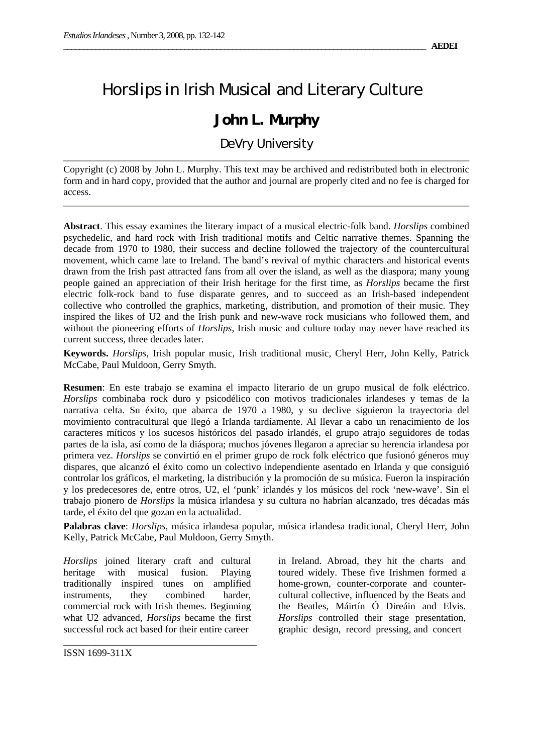# Horslips in Irish Musical and Literary Culture

## John L. Murphy

DeVry University

Copyright (c) 2008 by John L. Murphy. This text may be archived and redistributed both in electronic form and in hard copy, provided that the author and journal are properly cited and no fee is charged for access.

**Abstract**. This essay examines the literary impact of a musical electric-folk band. *Horslips* combined psychedelic, and hard rock with Irish traditional motifs and Celtic narrative themes. Spanning the decade from 1970 to 1980, their success and decline followed the trajectory of the countercultural movement, which came late to Ireland. The band's revival of mythic characters and historical events drawn from the Irish past attracted fans from all over the island, as well as the diaspora; many young people gained an appreciation of their Irish heritage for the first time, as *Horslips* became the first electric folk-rock band to fuse disparate genres, and to succeed as an Irish-based independent collective who controlled the graphics, marketing, distribution, and promotion of their music. They inspired the likes of U2 and the Irish punk and new-wave rock musicians who followed them, and without the pioneering efforts of *Horslips*, Irish music and culture today may never have reached its current success, three decades later.

**Keywords.** *Horslips*, Irish popular music, Irish traditional music, Cheryl Herr, John Kelly, Patrick McCabe, Paul Muldoon, Gerry Smyth.

**Resumen**: En este trabajo se examina el impacto literario de un grupo musical de folk eléctrico. *Horslips* combinaba rock duro y psicodélico con motivos tradicionales irlandeses y temas de la narrativa celta. Su éxito, que abarca de 1970 a 1980, y su declive siguieron la trayectoria del movimiento contracultural que llegó a Irlanda tardíamente. Al llevar a cabo un renacimiento de los caracteres míticos y los sucesos históricos del pasado irlandés, el grupo atrajo seguidores de todas partes de la isla, así como de la diáspora; muchos jóvenes llegaron a apreciar su herencia irlandesa por primera vez. *Horslips* se convirtió en el primer grupo de rock folk eléctrico que fusionó géneros muy dispares, que alcanzó el éxito como un colectivo independiente asentado en Irlanda y que consiguió controlar los gráficos, el marketing, la distribución y la promoción de su música. Fueron la inspiración y los predecesores de, entre otros, U2, el 'punk' irlandés y los músicos del rock 'new-wave'. Sin el trabajo pionero de *Horslips* la música irlandesa y su cultura no habrían alcanzado, tres décadas más tarde, el éxito del que gozan en la actualidad.

**Palabras clave**: *Horslips*, música irlandesa popular, música irlandesa tradicional, Cheryl Herr, John Kelly, Patrick McCabe, Paul Muldoon, Gerry Smyth.

*Horslips* joined literary craft and cultural heritage with musical fusion. Playing traditionally inspired tunes on amplified instruments, they combined harder, commercial rock with Irish themes. Beginning what U2 advanced, *Horslips* became the first successful rock act based for their entire career in Ireland. Abroad, they hit the charts and toured widely. These five Irishmen formed a home-grown, counter-corporate and counter-cultural collective, influenced by the Beats and the Beatles, Máirtín Ó Direáin and Elvis. *Horslips* controlled their stage presentation, graphic design, record pressing, and concert

ISSN 1699-311X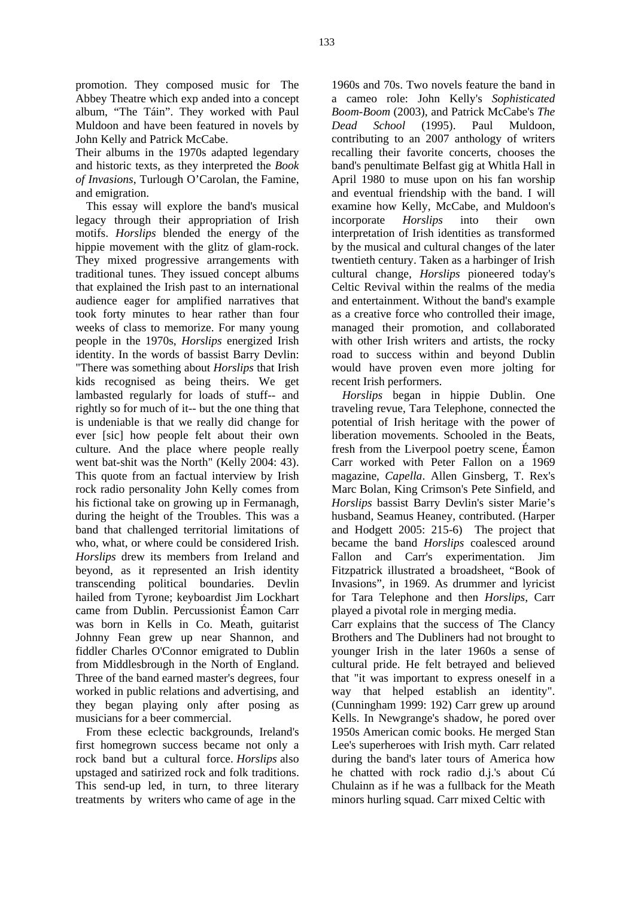promotion. They composed music for The Abbey Theatre which exp anded into a concept album, "The Táin". They worked with Paul Muldoon and have been featured in novels by John Kelly and Patrick McCabe.

Their albums in the 1970s adapted legendary and historic texts, as they interpreted the *Book of Invasions*, Turlough O'Carolan, the Famine, and emigration.

This essay will explore the band's musical legacy through their appropriation of Irish motifs. *Horslips* blended the energy of the hippie movement with the glitz of glam-rock. They mixed progressive arrangements with traditional tunes. They issued concept albums that explained the Irish past to an international audience eager for amplified narratives that took forty minutes to hear rather than four weeks of class to memorize. For many young people in the 1970s, *Horslips* energized Irish identity. In the words of bassist Barry Devlin: "There was something about *Horslips* that Irish kids recognised as being theirs. We get lambasted regularly for loads of stuff-- and rightly so for much of it-- but the one thing that is undeniable is that we really did change for ever [sic] how people felt about their own culture. And the place where people really went bat-shit was the North" (Kelly 2004: 43). This quote from an factual interview by Irish rock radio personality John Kelly comes from his fictional take on growing up in Fermanagh, during the height of the Troubles. This was a band that challenged territorial limitations of who, what, or where could be considered Irish. *Horslips* drew its members from Ireland and beyond, as it represented an Irish identity transcending political boundaries. Devlin hailed from Tyrone; keyboardist Jim Lockhart came from Dublin. Percussionist Éamon Carr was born in Kells in Co. Meath, guitarist Johnny Fean grew up near Shannon, and fiddler Charles O'Connor emigrated to Dublin from Middlesbrough in the North of England. Three of the band earned master's degrees, four worked in public relations and advertising, and they began playing only after posing as musicians for a beer commercial.

From these eclectic backgrounds, Ireland's first homegrown success became not only a rock band but a cultural force. *Horslips* also upstaged and satirized rock and folk traditions. This send-up led, in turn, to three literary treatments by writers who came of age in the 1960s and 70s. Two novels feature the band in a cameo role: John Kelly's *Sophisticated Boom-Boom* (2003), and Patrick McCabe's *The Dead School* (1995). Paul Muldoon, contributing to an 2007 anthology of writers recalling their favorite concerts, chooses the band's penultimate Belfast gig at Whitla Hall in April 1980 to muse upon on his fan worship and eventual friendship with the band. I will examine how Kelly, McCabe, and Muldoon's incorporate *Horslips* into their own interpretation of Irish identities as transformed by the musical and cultural changes of the later twentieth century. Taken as a harbinger of Irish cultural change, *Horslips* pioneered today's Celtic Revival within the realms of the media and entertainment. Without the band's example as a creative force who controlled their image, managed their promotion, and collaborated with other Irish writers and artists, the rocky road to success within and beyond Dublin would have proven even more jolting for recent Irish performers.

*Horslips* began in hippie Dublin. One traveling revue, Tara Telephone, connected the potential of Irish heritage with the power of liberation movements. Schooled in the Beats, fresh from the Liverpool poetry scene, Éamon Carr worked with Peter Fallon on a 1969 magazine, *Capella*. Allen Ginsberg, T. Rex's Marc Bolan, King Crimson's Pete Sinfield, and *Horslips* bassist Barry Devlin's sister Marie's husband, Seamus Heaney, contributed. (Harper and Hodgett 2005: 215-6) The project that became the band *Horslips* coalesced around Fallon and Carr's experimentation. Jim Fitzpatrick illustrated a broadsheet, "Book of Invasions", in 1969. As drummer and lyricist for Tara Telephone and then *Horslips*, Carr played a pivotal role in merging media.

Carr explains that the success of The Clancy Brothers and The Dubliners had not brought to younger Irish in the later 1960s a sense of cultural pride. He felt betrayed and believed that "it was important to express oneself in a way that helped establish an identity". (Cunningham 1999: 192) Carr grew up around Kells. In Newgrange's shadow, he pored over 1950s American comic books. He merged Stan Lee's superheroes with Irish myth. Carr related during the band's later tours of America how he chatted with rock radio d.j.'s about Cú Chulainn as if he was a fullback for the Meath minors hurling squad. Carr mixed Celtic with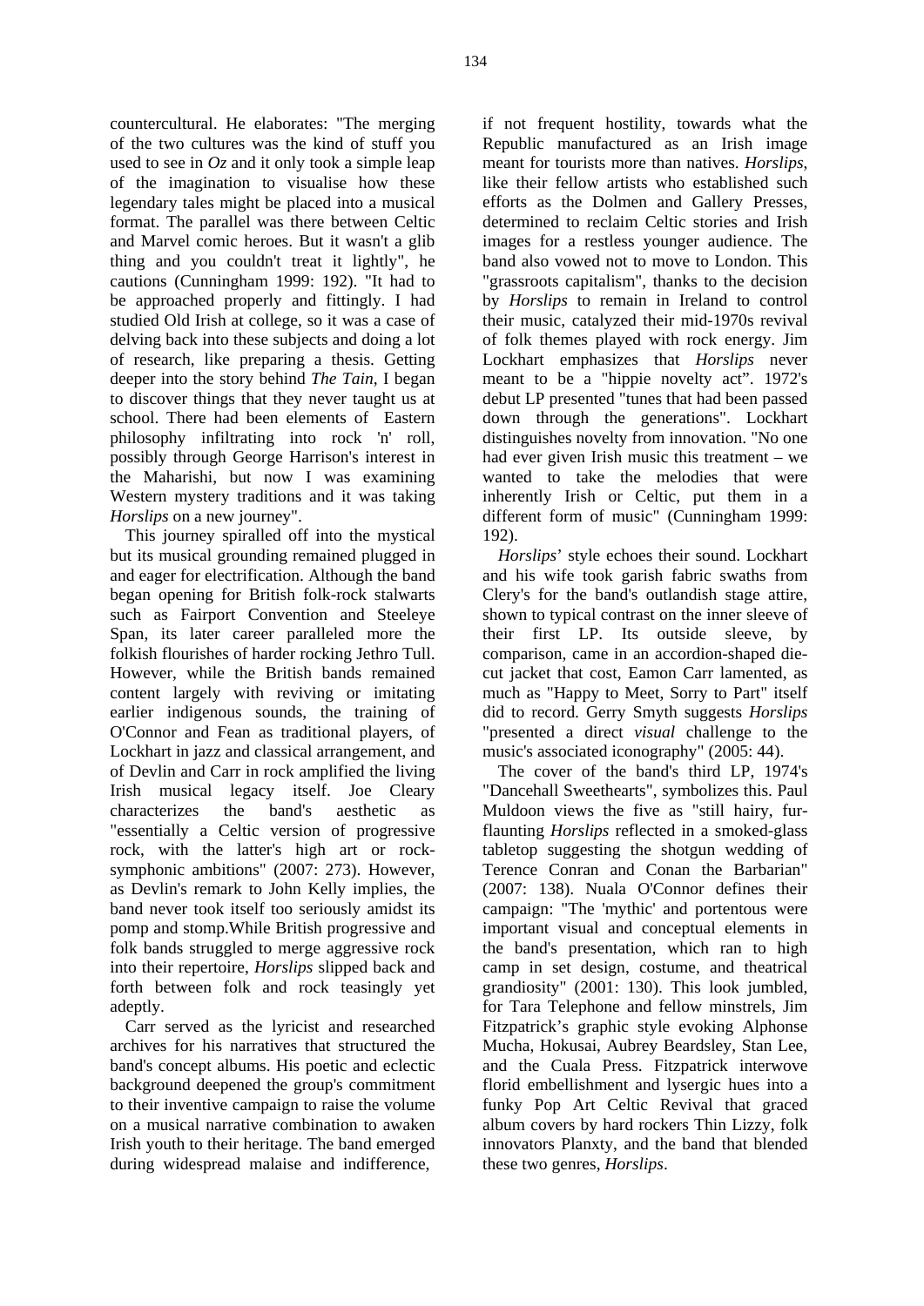countercultural. He elaborates: "The merging of the two cultures was the kind of stuff you used to see in *Oz* and it only took a simple leap of the imagination to visualise how these legendary tales might be placed into a musical format. The parallel was there between Celtic and Marvel comic heroes. But it wasn't a glib thing and you couldn't treat it lightly", he cautions (Cunningham 1999: 192). "It had to be approached properly and fittingly. I had studied Old Irish at college, so it was a case of delving back into these subjects and doing a lot of research, like preparing a thesis. Getting deeper into the story behind *The Tain*, I began to discover things that they never taught us at school. There had been elements of Eastern philosophy infiltrating into rock 'n' roll, possibly through George Harrison's interest in the Maharishi, but now I was examining Western mystery traditions and it was taking *Horslips* on a new journey".

This journey spiralled off into the mystical but its musical grounding remained plugged in and eager for electrification. Although the band began opening for British folk-rock stalwarts such as Fairport Convention and Steeleye Span, its later career paralleled more the folkish flourishes of harder rocking Jethro Tull. However, while the British bands remained content largely with reviving or imitating earlier indigenous sounds, the training of O'Connor and Fean as traditional players, of Lockhart in jazz and classical arrangement, and of Devlin and Carr in rock amplified the living Irish musical legacy itself. Joe Cleary characterizes the band's aesthetic as "essentially a Celtic version of progressive rock, with the latter's high art or rock-symphonic ambitions" (2007: 273). However, as Devlin's remark to John Kelly implies, the band never took itself too seriously amidst its pomp and stomp.While British progressive and folk bands struggled to merge aggressive rock into their repertoire, *Horslips* slipped back and forth between folk and rock teasingly yet adeptly.

Carr served as the lyricist and researched archives for his narratives that structured the band's concept albums. His poetic and eclectic background deepened the group's commitment to their inventive campaign to raise the volume on a musical narrative combination to awaken Irish youth to their heritage. The band emerged during widespread malaise and indifference, if not frequent hostility, towards what the Republic manufactured as an Irish image meant for tourists more than natives. *Horslips*, like their fellow artists who established such efforts as the Dolmen and Gallery Presses, determined to reclaim Celtic stories and Irish images for a restless younger audience. The band also vowed not to move to London. This "grassroots capitalism", thanks to the decision by *Horslips* to remain in Ireland to control their music, catalyzed their mid-1970s revival of folk themes played with rock energy. Jim Lockhart emphasizes that *Horslips* never meant to be a "hippie novelty act". 1972's debut LP presented "tunes that had been passed down through the generations". Lockhart distinguishes novelty from innovation. "No one had ever given Irish music this treatment – we wanted to take the melodies that were inherently Irish or Celtic, put them in a different form of music" (Cunningham 1999: 192).

*Horslips*' style echoes their sound. Lockhart and his wife took garish fabric swaths from Clery's for the band's outlandish stage attire, shown to typical contrast on the inner sleeve of their first LP. Its outside sleeve, by comparison, came in an accordion-shaped die-cut jacket that cost, Eamon Carr lamented, as much as "Happy to Meet, Sorry to Part" itself did to record. Gerry Smyth suggests *Horslips* "presented a direct *visual* challenge to the music's associated iconography" (2005: 44).

The cover of the band's third LP, 1974's "Dancehall Sweethearts", symbolizes this. Paul Muldoon views the five as "still hairy, fur-flaunting *Horslips* reflected in a smoked-glass tabletop suggesting the shotgun wedding of Terence Conran and Conan the Barbarian" (2007: 138). Nuala O'Connor defines their campaign: "The 'mythic' and portentous were important visual and conceptual elements in the band's presentation, which ran to high camp in set design, costume, and theatrical grandiosity" (2001: 130). This look jumbled, for Tara Telephone and fellow minstrels, Jim Fitzpatrick's graphic style evoking Alphonse Mucha, Hokusai, Aubrey Beardsley, Stan Lee, and the Cuala Press. Fitzpatrick interwove florid embellishment and lysergic hues into a funky Pop Art Celtic Revival that graced album covers by hard rockers Thin Lizzy, folk innovators Planxty, and the band that blended these two genres, *Horslips*.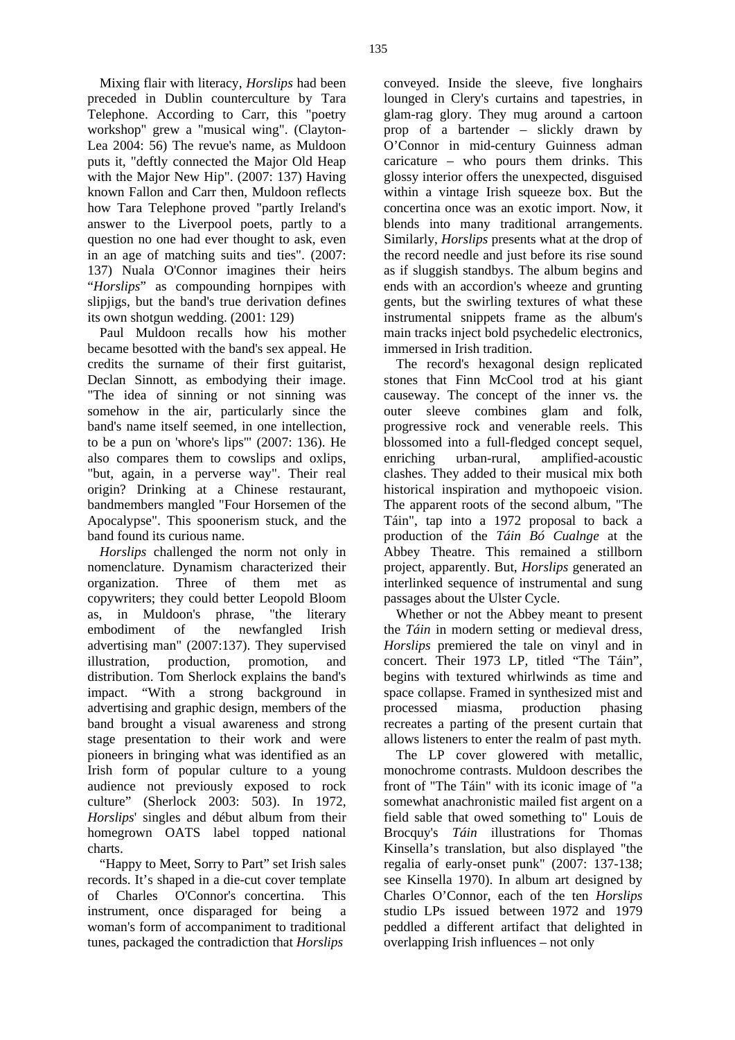Mixing flair with literacy, *Horslips* had been preceded in Dublin counterculture by Tara Telephone. According to Carr, this "poetry workshop" grew a "musical wing". (Clayton-Lea 2004: 56) The revue's name, as Muldoon puts it, "deftly connected the Major Old Heap with the Major New Hip". (2007: 137) Having known Fallon and Carr then, Muldoon reflects how Tara Telephone proved "partly Ireland's answer to the Liverpool poets, partly to a question no one had ever thought to ask, even in an age of matching suits and ties". (2007: 137) Nuala O'Connor imagines their heirs "*Horslips*" as compounding hornpipes with slipjigs, but the band's true derivation defines its own shotgun wedding. (2001: 129)

Paul Muldoon recalls how his mother became besotted with the band's sex appeal. He credits the surname of their first guitarist, Declan Sinnott, as embodying their image. "The idea of sinning or not sinning was somehow in the air, particularly since the band's name itself seemed, in one intellection, to be a pun on 'whore's lips'" (2007: 136). He also compares them to cowslips and oxlips, "but, again, in a perverse way". Their real origin? Drinking at a Chinese restaurant, bandmembers mangled "Four Horsemen of the Apocalypse". This spoonerism stuck, and the band found its curious name.

*Horslips* challenged the norm not only in nomenclature. Dynamism characterized their organization. Three of them met as copywriters; they could better Leopold Bloom as, in Muldoon's phrase, "the literary embodiment of the newfangled Irish advertising man" (2007:137). They supervised illustration, production, promotion, and distribution. Tom Sherlock explains the band's impact. "With a strong background in advertising and graphic design, members of the band brought a visual awareness and strong stage presentation to their work and were pioneers in bringing what was identified as an Irish form of popular culture to a young audience not previously exposed to rock culture" (Sherlock 2003: 503). In 1972, *Horslips*' singles and début album from their homegrown OATS label topped national charts.

"Happy to Meet, Sorry to Part" set Irish sales records. It's shaped in a die-cut cover template of Charles O'Connor's concertina. This instrument, once disparaged for being a woman's form of accompaniment to traditional tunes, packaged the contradiction that *Horslips* conveyed. Inside the sleeve, five longhairs lounged in Clery's curtains and tapestries, in glam-rag glory. They mug around a cartoon prop of a bartender – slickly drawn by O'Connor in mid-century Guinness adman caricature – who pours them drinks. This glossy interior offers the unexpected, disguised within a vintage Irish squeeze box. But the concertina once was an exotic import. Now, it blends into many traditional arrangements. Similarly, *Horslips* presents what at the drop of the record needle and just before its rise sound as if sluggish standbys. The album begins and ends with an accordion's wheeze and grunting gents, but the swirling textures of what these instrumental snippets frame as the album's main tracks inject bold psychedelic electronics, immersed in Irish tradition.

The record's hexagonal design replicated stones that Finn McCool trod at his giant causeway. The concept of the inner vs. the outer sleeve combines glam and folk, progressive rock and venerable reels. This blossomed into a full-fledged concept sequel, enriching urban-rural, amplified-acoustic clashes. They added to their musical mix both historical inspiration and mythopoeic vision. The apparent roots of the second album, "The Táin", tap into a 1972 proposal to back a production of the *Táin Bó Cualnge* at the Abbey Theatre. This remained a stillborn project, apparently. But, *Horslips* generated an interlinked sequence of instrumental and sung passages about the Ulster Cycle.

Whether or not the Abbey meant to present the *Táin* in modern setting or medieval dress, *Horslips* premiered the tale on vinyl and in concert. Their 1973 LP, titled "The Táin", begins with textured whirlwinds as time and space collapse. Framed in synthesized mist and processed miasma, production phasing recreates a parting of the present curtain that allows listeners to enter the realm of past myth.

The LP cover glowered with metallic, monochrome contrasts. Muldoon describes the front of "The Táin" with its iconic image of "a somewhat anachronistic mailed fist argent on a field sable that owed something to" Louis de Brocquy's *Táin* illustrations for Thomas Kinsella's translation, but also displayed "the regalia of early-onset punk" (2007: 137-138; see Kinsella 1970). In album art designed by Charles O'Connor, each of the ten *Horslips* studio LPs issued between 1972 and 1979 peddled a different artifact that delighted in overlapping Irish influences – not only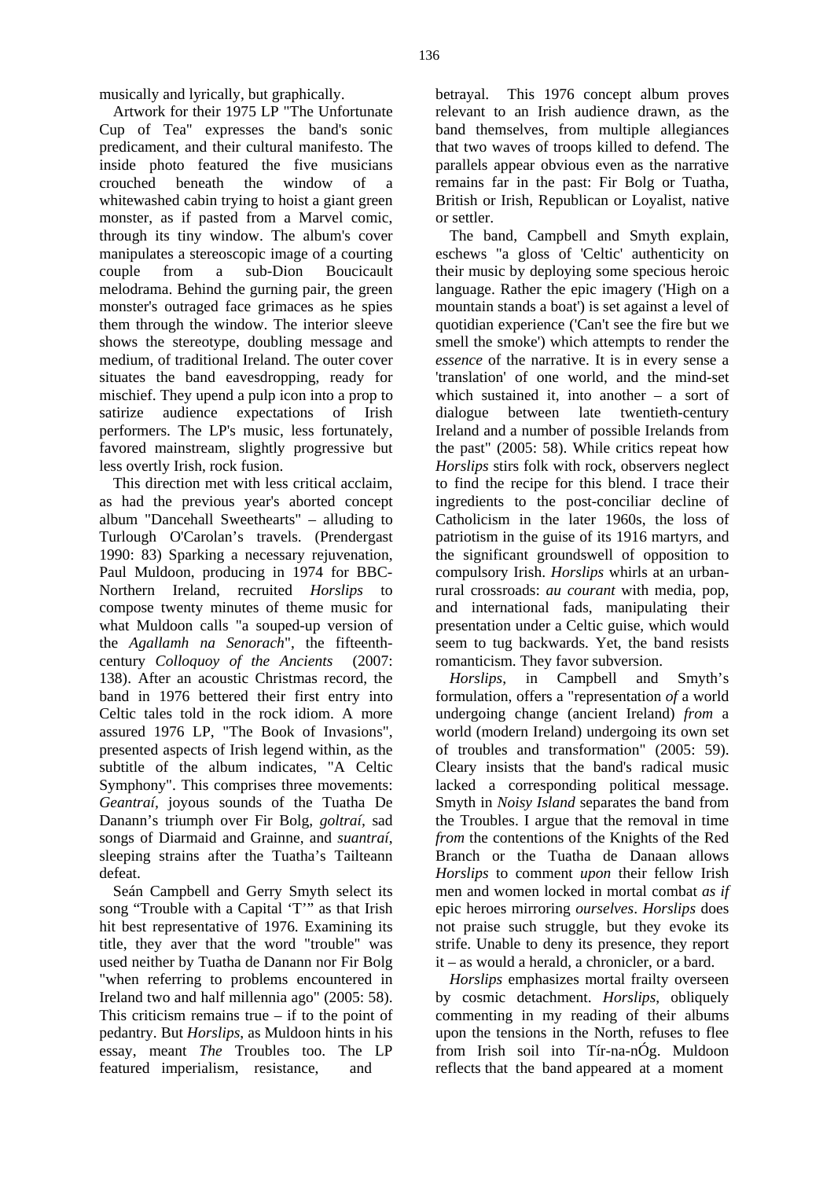musically and lyrically, but graphically.

Artwork for their 1975 LP "The Unfortunate Cup of Tea" expresses the band's sonic predicament, and their cultural manifesto. The inside photo featured the five musicians crouched beneath the window of a whitewashed cabin trying to hoist a giant green monster, as if pasted from a Marvel comic, through its tiny window. The album's cover manipulates a stereoscopic image of a courting couple from a sub-Dion Boucicault melodrama. Behind the gurning pair, the green monster's outraged face grimaces as he spies them through the window. The interior sleeve shows the stereotype, doubling message and medium, of traditional Ireland. The outer cover situates the band eavesdropping, ready for mischief. They upend a pulp icon into a prop to satirize audience expectations of Irish performers. The LP's music, less fortunately, favored mainstream, slightly progressive but less overtly Irish, rock fusion.

This direction met with less critical acclaim, as had the previous year's aborted concept album "Dancehall Sweethearts" – alluding to Turlough O'Carolan's travels. (Prendergast 1990: 83) Sparking a necessary rejuvenation, Paul Muldoon, producing in 1974 for BBC-Northern Ireland, recruited *Horslips* to compose twenty minutes of theme music for what Muldoon calls "a souped-up version of the *Agallamh na Senorach*", the fifteenth-century *Colloquoy of the Ancients* (2007: 138). After an acoustic Christmas record, the band in 1976 bettered their first entry into Celtic tales told in the rock idiom. A more assured 1976 LP, "The Book of Invasions", presented aspects of Irish legend within, as the subtitle of the album indicates, "A Celtic Symphony". This comprises three movements: *Geantraí*, joyous sounds of the Tuatha De Danann's triumph over Fir Bolg, *goltraí*, sad songs of Diarmaid and Grainne, and *suantraí*, sleeping strains after the Tuatha's Tailteann defeat.

Seán Campbell and Gerry Smyth select its song "Trouble with a Capital 'T'" as that Irish hit best representative of 1976. Examining its title, they aver that the word "trouble" was used neither by Tuatha de Danann nor Fir Bolg "when referring to problems encountered in Ireland two and half millennia ago" (2005: 58). This criticism remains true – if to the point of pedantry. But *Horslips*, as Muldoon hints in his essay, meant *The* Troubles too. The LP featured imperialism, resistance, and betrayal. This 1976 concept album proves relevant to an Irish audience drawn, as the band themselves, from multiple allegiances that two waves of troops killed to defend. The parallels appear obvious even as the narrative remains far in the past: Fir Bolg or Tuatha, British or Irish, Republican or Loyalist, native or settler.

The band, Campbell and Smyth explain, eschews "a gloss of 'Celtic' authenticity on their music by deploying some specious heroic language. Rather the epic imagery ('High on a mountain stands a boat') is set against a level of quotidian experience ('Can't see the fire but we smell the smoke') which attempts to render the *essence* of the narrative. It is in every sense a 'translation' of one world, and the mind-set which sustained it, into another – a sort of dialogue between late twentieth-century Ireland and a number of possible Irelands from the past" (2005: 58). While critics repeat how *Horslips* stirs folk with rock, observers neglect to find the recipe for this blend. I trace their ingredients to the post-conciliar decline of Catholicism in the later 1960s, the loss of patriotism in the guise of its 1916 martyrs, and the significant groundswell of opposition to compulsory Irish. *Horslips* whirls at an urban-rural crossroads: *au courant* with media, pop, and international fads, manipulating their presentation under a Celtic guise, which would seem to tug backwards. Yet, the band resists romanticism. They favor subversion.

*Horslips*, in Campbell and Smyth's formulation, offers a "representation *of* a world undergoing change (ancient Ireland) *from* a world (modern Ireland) undergoing its own set of troubles and transformation" (2005: 59). Cleary insists that the band's radical music lacked a corresponding political message. Smyth in *Noisy Island* separates the band from the Troubles. I argue that the removal in time *from* the contentions of the Knights of the Red Branch or the Tuatha de Danaan allows *Horslips* to comment *upon* their fellow Irish men and women locked in mortal combat *as if* epic heroes mirroring *ourselves*. *Horslips* does not praise such struggle, but they evoke its strife. Unable to deny its presence, they report it – as would a herald, a chronicler, or a bard.

*Horslips* emphasizes mortal frailty overseen by cosmic detachment. *Horslips*, obliquely commenting in my reading of their albums upon the tensions in the North, refuses to flee from Irish soil into Tír-na-nÓg. Muldoon reflects that the band appeared at a moment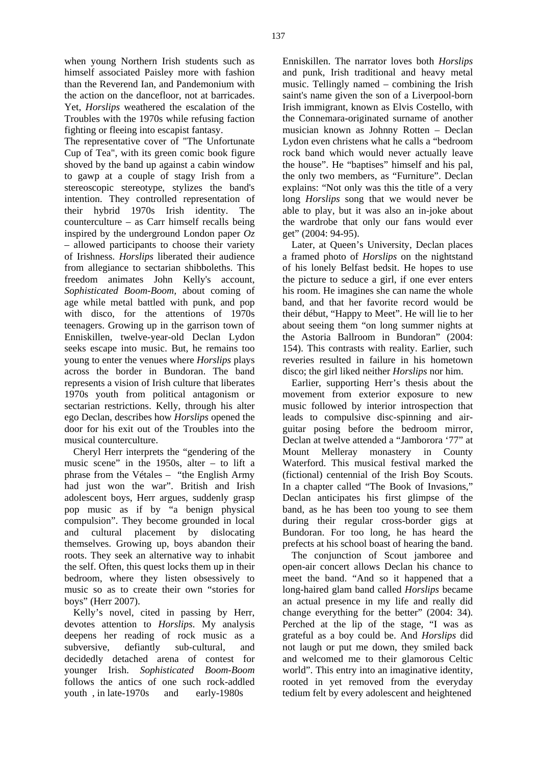when young Northern Irish students such as himself associated Paisley more with fashion than the Reverend Ian, and Pandemonium with the action on the dancefloor, not at barricades. Yet, *Horslips* weathered the escalation of the Troubles with the 1970s while refusing faction fighting or fleeing into escapist fantasy.

The representative cover of "The Unfortunate Cup of Tea", with its green comic book figure shoved by the band up against a cabin window to gawp at a couple of stagy Irish from a stereoscopic stereotype, stylizes the band's intention. They controlled representation of their hybrid 1970s Irish identity. The counterculture – as Carr himself recalls being inspired by the underground London paper *Oz* – allowed participants to choose their variety of Irishness. *Horslips* liberated their audience from allegiance to sectarian shibboleths. This freedom animates John Kelly's account, *Sophisticated Boom-Boom,* about coming of age while metal battled with punk, and pop with disco, for the attentions of 1970s teenagers. Growing up in the garrison town of Enniskillen, twelve-year-old Declan Lydon seeks escape into music. But, he remains too young to enter the venues where *Horslips* plays across the border in Bundoran. The band represents a vision of Irish culture that liberates 1970s youth from political antagonism or sectarian restrictions. Kelly, through his alter ego Declan, describes how *Horslips* opened the door for his exit out of the Troubles into the musical counterculture.

Cheryl Herr interprets the "gendering of the music scene" in the 1950s, alter – to lift a phrase from the Vétales – "the English Army had just won the war". British and Irish adolescent boys, Herr argues, suddenly grasp pop music as if by "a benign physical compulsion". They become grounded in local and cultural placement by dislocating themselves. Growing up, boys abandon their roots. They seek an alternative way to inhabit the self. Often, this quest locks them up in their bedroom, where they listen obsessively to music so as to create their own "stories for boys" (Herr 2007).

Kelly's novel, cited in passing by Herr, devotes attention to *Horslips*. My analysis deepens her reading of rock music as a subversive, defiantly sub-cultural, and decidedly detached arena of contest for younger Irish. *Sophisticated Boom-Boom* follows the antics of one such rock-addled youth , in late-1970s and early-1980s Enniskillen. The narrator loves both *Horslips* and punk, Irish traditional and heavy metal music. Tellingly named – combining the Irish saint's name given the son of a Liverpool-born Irish immigrant, known as Elvis Costello, with the Connemara-originated surname of another musician known as Johnny Rotten – Declan Lydon even christens what he calls a "bedroom rock band which would never actually leave the house". He "baptises" himself and his pal, the only two members, as "Furniture". Declan explains: "Not only was this the title of a very long *Horslips* song that we would never be able to play, but it was also an in-joke about the wardrobe that only our fans would ever get" (2004: 94-95).

Later, at Queen's University, Declan places a framed photo of *Horslips* on the nightstand of his lonely Belfast bedsit. He hopes to use the picture to seduce a girl, if one ever enters his room. He imagines she can name the whole band, and that her favorite record would be their début, "Happy to Meet". He will lie to her about seeing them "on long summer nights at the Astoria Ballroom in Bundoran" (2004: 154). This contrasts with reality. Earlier, such reveries resulted in failure in his hometown disco; the girl liked neither *Horslips* nor him.

Earlier, supporting Herr's thesis about the movement from exterior exposure to new music followed by interior introspection that leads to compulsive disc-spinning and air-guitar posing before the bedroom mirror, Declan at twelve attended a "Jamborora '77" at Mount Melleray monastery in County Waterford. This musical festival marked the (fictional) centennial of the Irish Boy Scouts. In a chapter called "The Book of Invasions," Declan anticipates his first glimpse of the band, as he has been too young to see them during their regular cross-border gigs at Bundoran. For too long, he has heard the prefects at his school boast of hearing the band.

The conjunction of Scout jamboree and open-air concert allows Declan his chance to meet the band. "And so it happened that a long-haired glam band called *Horslips* became an actual presence in my life and really did change everything for the better" (2004: 34). Perched at the lip of the stage, "I was as grateful as a boy could be. And *Horslips* did not laugh or put me down, they smiled back and welcomed me to their glamorous Celtic world". This entry into an imaginative identity, rooted in yet removed from the everyday tedium felt by every adolescent and heightened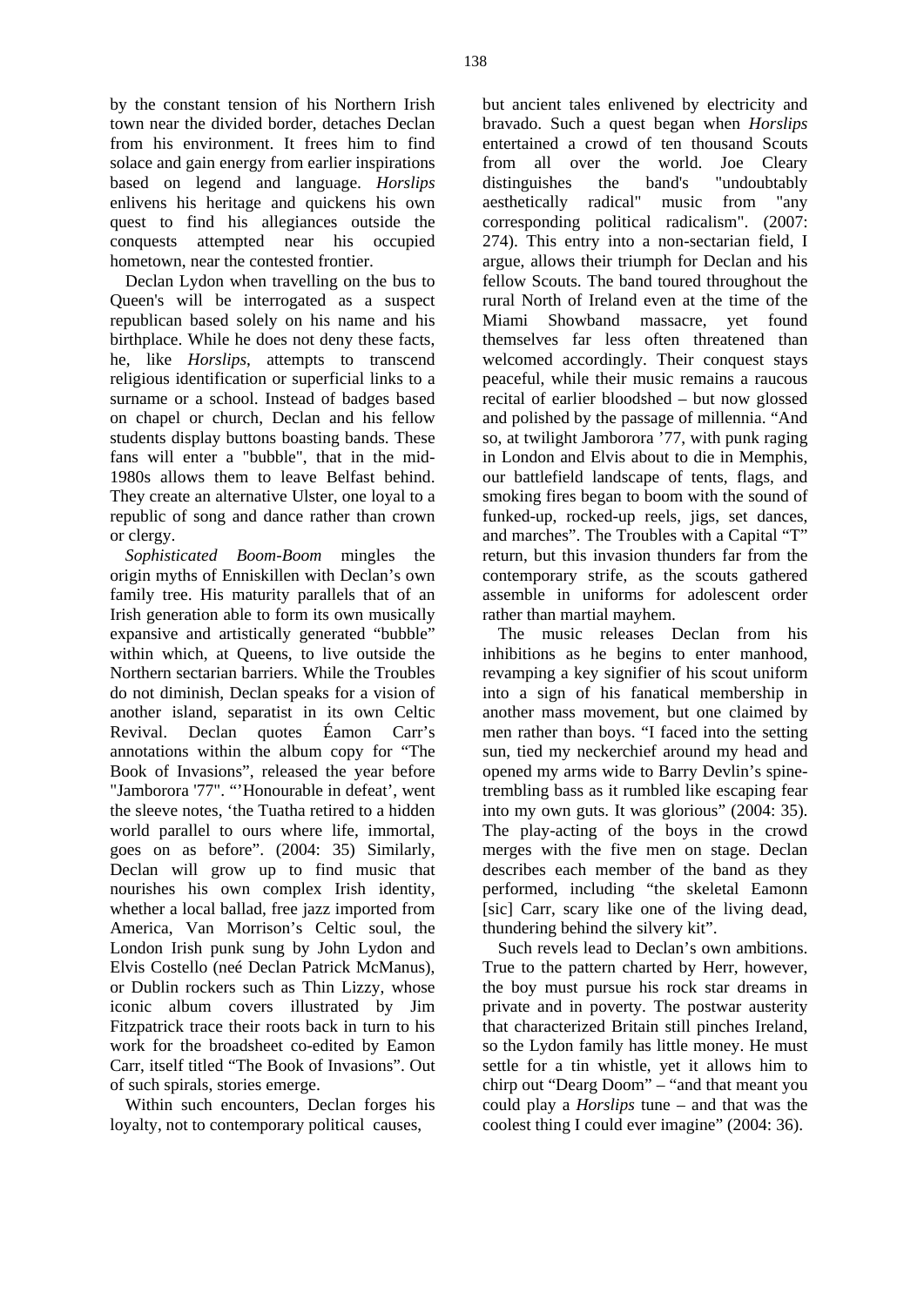by the constant tension of his Northern Irish town near the divided border, detaches Declan from his environment. It frees him to find solace and gain energy from earlier inspirations based on legend and language. *Horslips* enlivens his heritage and quickens his own quest to find his allegiances outside the conquests attempted near his occupied hometown, near the contested frontier.

Declan Lydon when travelling on the bus to Queen's will be interrogated as a suspect republican based solely on his name and his birthplace. While he does not deny these facts, he, like *Horslips*, attempts to transcend religious identification or superficial links to a surname or a school. Instead of badges based on chapel or church, Declan and his fellow students display buttons boasting bands. These fans will enter a "bubble", that in the mid-1980s allows them to leave Belfast behind. They create an alternative Ulster, one loyal to a republic of song and dance rather than crown or clergy.

*Sophisticated Boom-Boom* mingles the origin myths of Enniskillen with Declan's own family tree. His maturity parallels that of an Irish generation able to form its own musically expansive and artistically generated "bubble" within which, at Queens, to live outside the Northern sectarian barriers. While the Troubles do not diminish, Declan speaks for a vision of another island, separatist in its own Celtic Revival. Declan quotes Éamon Carr's annotations within the album copy for "The Book of Invasions", released the year before "Jamborora '77". "'Honourable in defeat', went the sleeve notes, 'the Tuatha retired to a hidden world parallel to ours where life, immortal, goes on as before". (2004: 35) Similarly, Declan will grow up to find music that nourishes his own complex Irish identity, whether a local ballad, free jazz imported from America, Van Morrison's Celtic soul, the London Irish punk sung by John Lydon and Elvis Costello (neé Declan Patrick McManus), or Dublin rockers such as Thin Lizzy, whose iconic album covers illustrated by Jim Fitzpatrick trace their roots back in turn to his work for the broadsheet co-edited by Eamon Carr, itself titled "The Book of Invasions". Out of such spirals, stories emerge.

Within such encounters, Declan forges his loyalty, not to contemporary political causes, but ancient tales enlivened by electricity and bravado. Such a quest began when *Horslips* entertained a crowd of ten thousand Scouts from all over the world. Joe Cleary distinguishes the band's "undoubtably aesthetically radical" music from "any corresponding political radicalism". (2007: 274). This entry into a non-sectarian field, I argue, allows their triumph for Declan and his fellow Scouts. The band toured throughout the rural North of Ireland even at the time of the Miami Showband massacre, yet found themselves far less often threatened than welcomed accordingly. Their conquest stays peaceful, while their music remains a raucous recital of earlier bloodshed – but now glossed and polished by the passage of millennia. "And so, at twilight Jamborora '77, with punk raging in London and Elvis about to die in Memphis, our battlefield landscape of tents, flags, and smoking fires began to boom with the sound of funked-up, rocked-up reels, jigs, set dances, and marches". The Troubles with a Capital "T" return, but this invasion thunders far from the contemporary strife, as the scouts gathered assemble in uniforms for adolescent order rather than martial mayhem.

The music releases Declan from his inhibitions as he begins to enter manhood, revamping a key signifier of his scout uniform into a sign of his fanatical membership in another mass movement, but one claimed by men rather than boys. "I faced into the setting sun, tied my neckerchief around my head and opened my arms wide to Barry Devlin's spine-trembling bass as it rumbled like escaping fear into my own guts. It was glorious" (2004: 35). The play-acting of the boys in the crowd merges with the five men on stage. Declan describes each member of the band as they performed, including "the skeletal Eamonn [sic] Carr, scary like one of the living dead, thundering behind the silvery kit".

Such revels lead to Declan's own ambitions. True to the pattern charted by Herr, however, the boy must pursue his rock star dreams in private and in poverty. The postwar austerity that characterized Britain still pinches Ireland, so the Lydon family has little money. He must settle for a tin whistle, yet it allows him to chirp out "Dearg Doom" – "and that meant you could play a *Horslips* tune – and that was the coolest thing I could ever imagine" (2004: 36).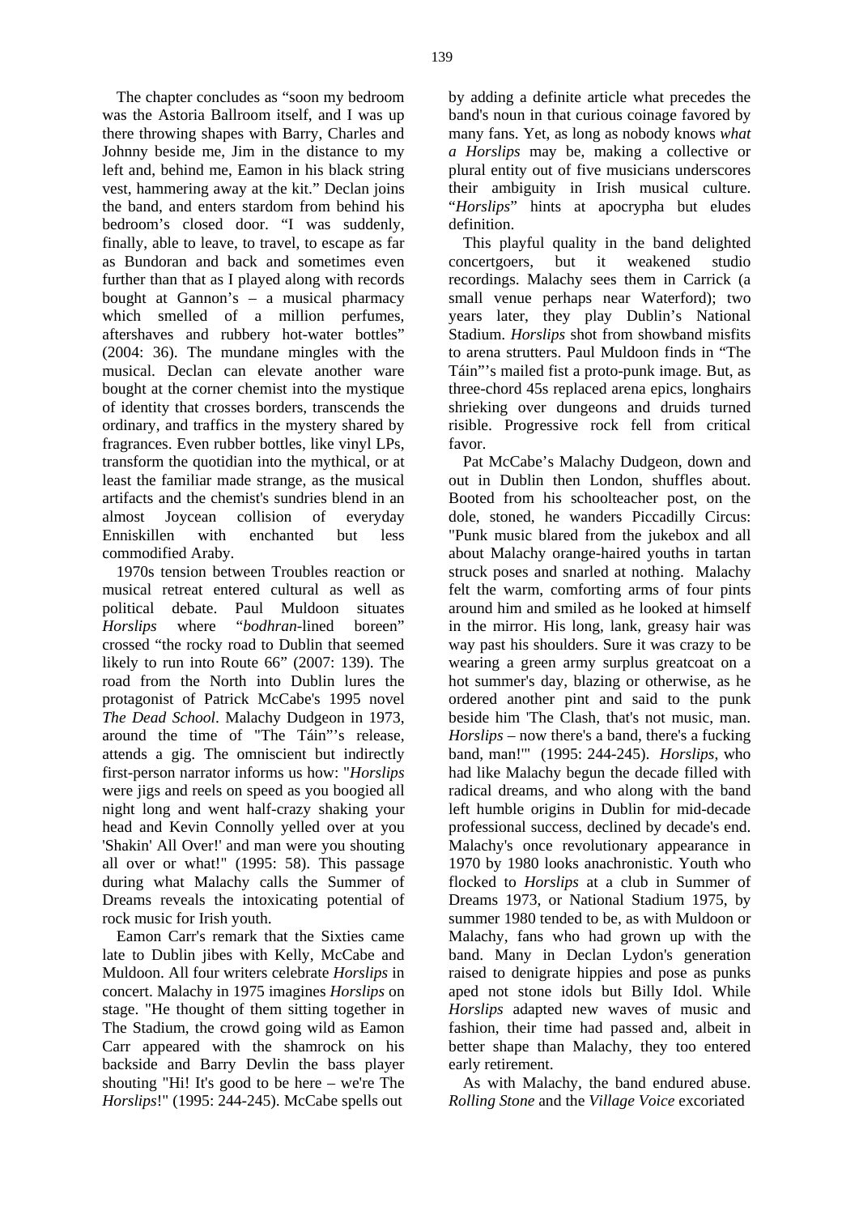The chapter concludes as "soon my bedroom was the Astoria Ballroom itself, and I was up there throwing shapes with Barry, Charles and Johnny beside me, Jim in the distance to my left and, behind me, Eamon in his black string vest, hammering away at the kit." Declan joins the band, and enters stardom from behind his bedroom's closed door. "I was suddenly, finally, able to leave, to travel, to escape as far as Bundoran and back and sometimes even further than that as I played along with records bought at Gannon's – a musical pharmacy which smelled of a million perfumes, aftershaves and rubbery hot-water bottles" (2004: 36). The mundane mingles with the musical. Declan can elevate another ware bought at the corner chemist into the mystique of identity that crosses borders, transcends the ordinary, and traffics in the mystery shared by fragrances. Even rubber bottles, like vinyl LPs, transform the quotidian into the mythical, or at least the familiar made strange, as the musical artifacts and the chemist's sundries blend in an almost Joycean collision of everyday Enniskillen with enchanted but less commodified Araby.

1970s tension between Troubles reaction or musical retreat entered cultural as well as political debate. Paul Muldoon situates *Horslips* where "*bodhran*-lined boreen" crossed "the rocky road to Dublin that seemed likely to run into Route 66" (2007: 139). The road from the North into Dublin lures the protagonist of Patrick McCabe's 1995 novel *The Dead School*. Malachy Dudgeon in 1973, around the time of "The Táin"'s release, attends a gig. The omniscient but indirectly first-person narrator informs us how: "*Horslips* were jigs and reels on speed as you boogied all night long and went half-crazy shaking your head and Kevin Connolly yelled over at you 'Shakin' All Over!' and man were you shouting all over or what!" (1995: 58). This passage during what Malachy calls the Summer of Dreams reveals the intoxicating potential of rock music for Irish youth.

Eamon Carr's remark that the Sixties came late to Dublin jibes with Kelly, McCabe and Muldoon. All four writers celebrate *Horslips* in concert. Malachy in 1975 imagines *Horslips* on stage. "He thought of them sitting together in The Stadium, the crowd going wild as Eamon Carr appeared with the shamrock on his backside and Barry Devlin the bass player shouting "Hi! It's good to be here – we're The *Horslips*!" (1995: 244-245). McCabe spells out by adding a definite article what precedes the band's noun in that curious coinage favored by many fans. Yet, as long as nobody knows *what a Horslips* may be, making a collective or plural entity out of five musicians underscores their ambiguity in Irish musical culture. "*Horslips*" hints at apocrypha but eludes definition.

This playful quality in the band delighted concertgoers, but it weakened studio recordings. Malachy sees them in Carrick (a small venue perhaps near Waterford); two years later, they play Dublin's National Stadium. *Horslips* shot from showband misfits to arena strutters. Paul Muldoon finds in "The Táin"'s mailed fist a proto-punk image. But, as three-chord 45s replaced arena epics, longhairs shrieking over dungeons and druids turned risible. Progressive rock fell from critical favor.

Pat McCabe's Malachy Dudgeon, down and out in Dublin then London, shuffles about. Booted from his schoolteacher post, on the dole, stoned, he wanders Piccadilly Circus: "Punk music blared from the jukebox and all about Malachy orange-haired youths in tartan struck poses and snarled at nothing. Malachy felt the warm, comforting arms of four pints around him and smiled as he looked at himself in the mirror. His long, lank, greasy hair was way past his shoulders. Sure it was crazy to be wearing a green army surplus greatcoat on a hot summer's day, blazing or otherwise, as he ordered another pint and said to the punk beside him 'The Clash, that's not music, man. *Horslips* – now there's a band, there's a fucking band, man!'" (1995: 244-245). *Horslips*, who had like Malachy begun the decade filled with radical dreams, and who along with the band left humble origins in Dublin for mid-decade professional success, declined by decade's end. Malachy's once revolutionary appearance in 1970 by 1980 looks anachronistic. Youth who flocked to *Horslips* at a club in Summer of Dreams 1973, or National Stadium 1975, by summer 1980 tended to be, as with Muldoon or Malachy, fans who had grown up with the band. Many in Declan Lydon's generation raised to denigrate hippies and pose as punks aped not stone idols but Billy Idol. While *Horslips* adapted new waves of music and fashion, their time had passed and, albeit in better shape than Malachy, they too entered early retirement.

As with Malachy, the band endured abuse. *Rolling Stone* and the *Village Voice* excoriated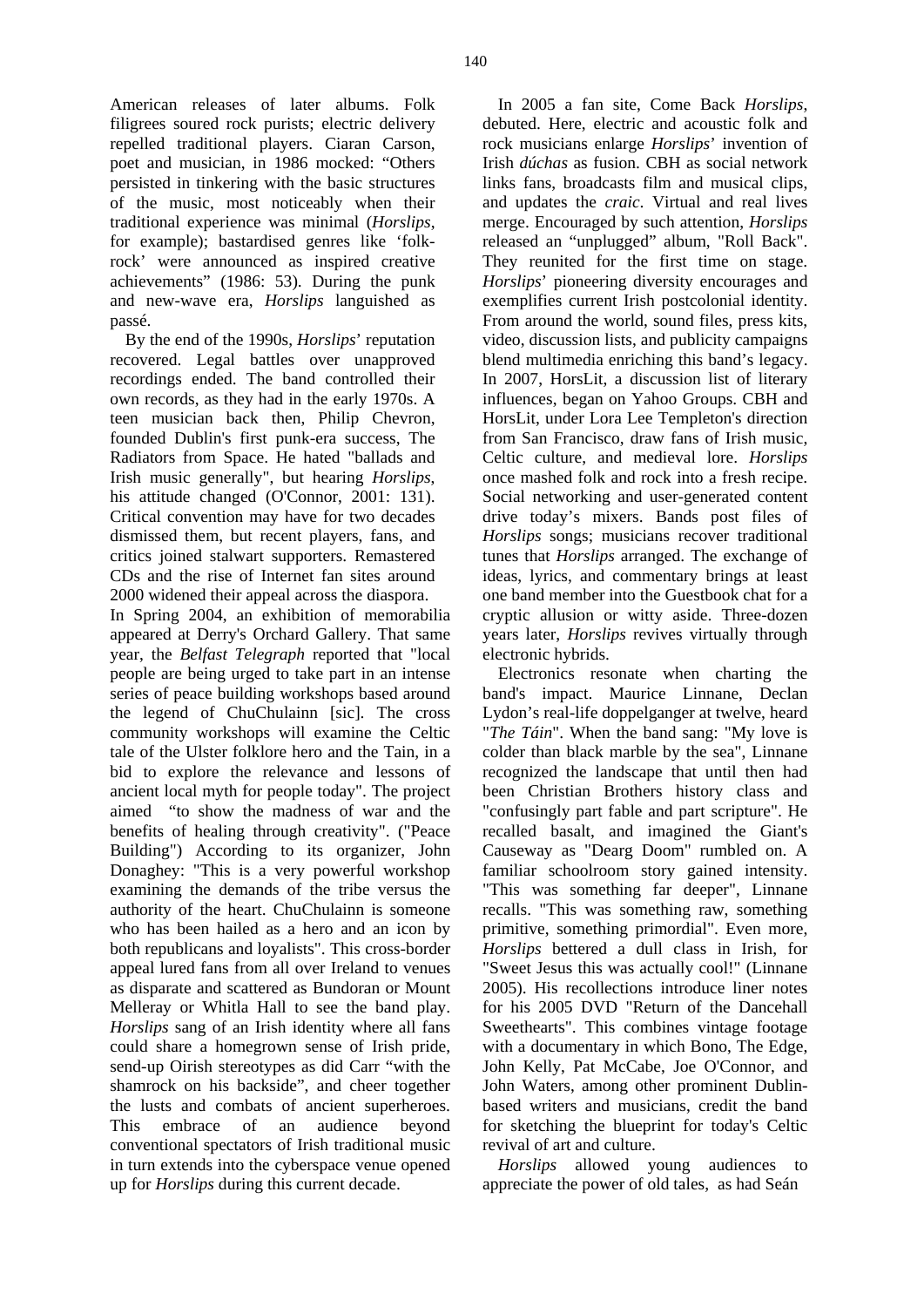American releases of later albums. Folk filigrees soured rock purists; electric delivery repelled traditional players. Ciaran Carson, poet and musician, in 1986 mocked: "Others persisted in tinkering with the basic structures of the music, most noticeably when their traditional experience was minimal (*Horslips*, for example); bastardised genres like 'folk-rock' were announced as inspired creative achievements" (1986: 53). During the punk and new-wave era, *Horslips* languished as passé.

By the end of the 1990s, *Horslips*' reputation recovered. Legal battles over unapproved recordings ended. The band controlled their own records, as they had in the early 1970s. A teen musician back then, Philip Chevron, founded Dublin's first punk-era success, The Radiators from Space. He hated "ballads and Irish music generally", but hearing *Horslips*, his attitude changed (O'Connor, 2001: 131). Critical convention may have for two decades dismissed them, but recent players, fans, and critics joined stalwart supporters. Remastered CDs and the rise of Internet fan sites around 2000 widened their appeal across the diaspora.

In Spring 2004, an exhibition of memorabilia appeared at Derry's Orchard Gallery. That same year, the *Belfast Telegraph* reported that "local people are being urged to take part in an intense series of peace building workshops based around the legend of ChuChulainn [sic]. The cross community workshops will examine the Celtic tale of the Ulster folklore hero and the Tain, in a bid to explore the relevance and lessons of ancient local myth for people today". The project aimed "to show the madness of war and the benefits of healing through creativity". ("Peace Building") According to its organizer, John Donaghey: "This is a very powerful workshop examining the demands of the tribe versus the authority of the heart. ChuChulainn is someone who has been hailed as a hero and an icon by both republicans and loyalists". This cross-border appeal lured fans from all over Ireland to venues as disparate and scattered as Bundoran or Mount Melleray or Whitla Hall to see the band play. *Horslips* sang of an Irish identity where all fans could share a homegrown sense of Irish pride, send-up Oirish stereotypes as did Carr "with the shamrock on his backside", and cheer together the lusts and combats of ancient superheroes. This embrace of an audience beyond conventional spectators of Irish traditional music in turn extends into the cyberspace venue opened up for *Horslips* during this current decade.

In 2005 a fan site, Come Back *Horslips*, debuted. Here, electric and acoustic folk and rock musicians enlarge *Horslips*' invention of Irish *dúchas* as fusion. CBH as social network links fans, broadcasts film and musical clips, and updates the *craic*. Virtual and real lives merge. Encouraged by such attention, *Horslips* released an "unplugged" album, "Roll Back". They reunited for the first time on stage. *Horslips*' pioneering diversity encourages and exemplifies current Irish postcolonial identity. From around the world, sound files, press kits, video, discussion lists, and publicity campaigns blend multimedia enriching this band's legacy. In 2007, HorsLit, a discussion list of literary influences, began on Yahoo Groups. CBH and HorsLit, under Lora Lee Templeton's direction from San Francisco, draw fans of Irish music, Celtic culture, and medieval lore. *Horslips* once mashed folk and rock into a fresh recipe. Social networking and user-generated content drive today's mixers. Bands post files of *Horslips* songs; musicians recover traditional tunes that *Horslips* arranged. The exchange of ideas, lyrics, and commentary brings at least one band member into the Guestbook chat for a cryptic allusion or witty aside. Three-dozen years later, *Horslips* revives virtually through electronic hybrids.

Electronics resonate when charting the band's impact. Maurice Linnane, Declan Lydon's real-life doppelganger at twelve, heard "*The Táin*". When the band sang: "My love is colder than black marble by the sea", Linnane recognized the landscape that until then had been Christian Brothers history class and "confusingly part fable and part scripture". He recalled basalt, and imagined the Giant's Causeway as "Dearg Doom" rumbled on. A familiar schoolroom story gained intensity. "This was something far deeper", Linnane recalls. "This was something raw, something primitive, something primordial". Even more, *Horslips* bettered a dull class in Irish, for "Sweet Jesus this was actually cool!" (Linnane 2005). His recollections introduce liner notes for his 2005 DVD "Return of the Dancehall Sweethearts". This combines vintage footage with a documentary in which Bono, The Edge, John Kelly, Pat McCabe, Joe O'Connor, and John Waters, among other prominent Dublin-based writers and musicians, credit the band for sketching the blueprint for today's Celtic revival of art and culture.

*Horslips* allowed young audiences to appreciate the power of old tales, as had Seán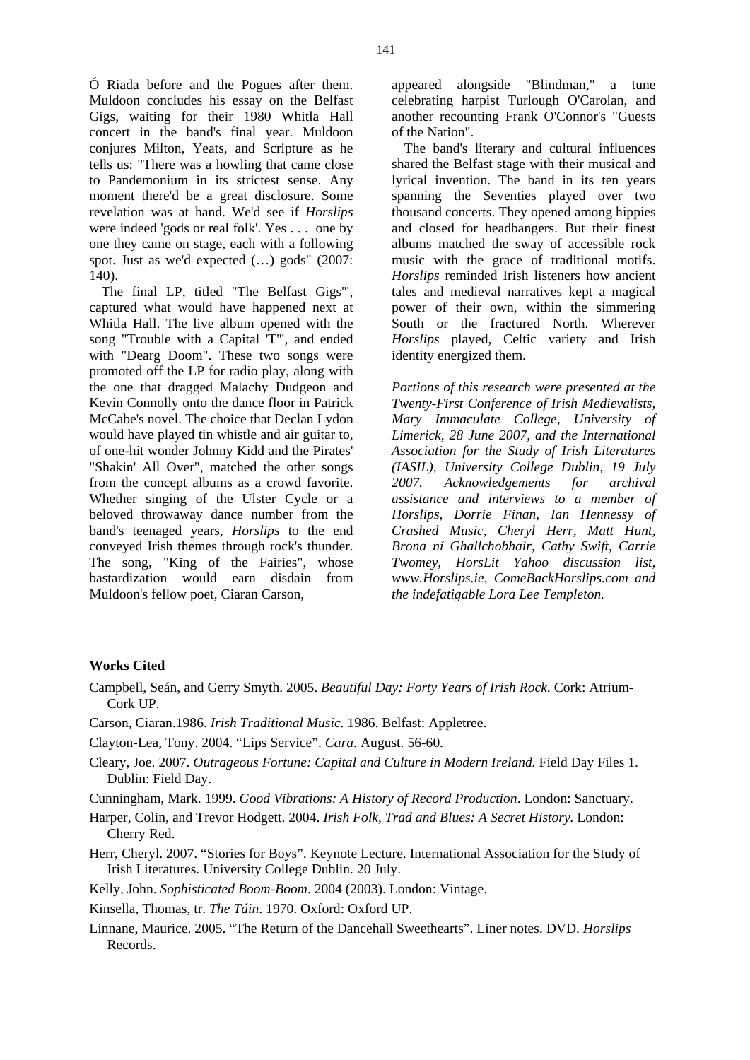Ó Riada before and the Pogues after them. Muldoon concludes his essay on the Belfast Gigs, waiting for their 1980 Whitla Hall concert in the band's final year. Muldoon conjures Milton, Yeats, and Scripture as he tells us: "There was a howling that came close to Pandemonium in its strictest sense. Any moment there'd be a great disclosure. Some revelation was at hand. We'd see if *Horslips* were indeed 'gods or real folk'. Yes . . . one by one they came on stage, each with a following spot. Just as we'd expected (…) gods" (2007: 140).

The final LP, titled "The Belfast Gigs'", captured what would have happened next at Whitla Hall. The live album opened with the song "Trouble with a Capital 'T'", and ended with "Dearg Doom". These two songs were promoted off the LP for radio play, along with the one that dragged Malachy Dudgeon and Kevin Connolly onto the dance floor in Patrick McCabe's novel. The choice that Declan Lydon would have played tin whistle and air guitar to, of one-hit wonder Johnny Kidd and the Pirates' "Shakin' All Over", matched the other songs from the concept albums as a crowd favorite. Whether singing of the Ulster Cycle or a beloved throwaway dance number from the band's teenaged years, *Horslips* to the end conveyed Irish themes through rock's thunder. The song, "King of the Fairies", whose bastardization would earn disdain from Muldoon's fellow poet, Ciaran Carson, appeared alongside "Blindman," a tune celebrating harpist Turlough O'Carolan, and another recounting Frank O'Connor's "Guests of the Nation".

The band's literary and cultural influences shared the Belfast stage with their musical and lyrical invention. The band in its ten years spanning the Seventies played over two thousand concerts. They opened among hippies and closed for headbangers. But their finest albums matched the sway of accessible rock music with the grace of traditional motifs. *Horslips* reminded Irish listeners how ancient tales and medieval narratives kept a magical power of their own, within the simmering South or the fractured North. Wherever *Horslips* played, Celtic variety and Irish identity energized them.

*Portions of this research were presented at the Twenty-First Conference of Irish Medievalists, Mary Immaculate College, University of Limerick, 28 June 2007, and the International Association for the Study of Irish Literatures (IASIL), University College Dublin, 19 July 2007. Acknowledgements for archival assistance and interviews to a member of Horslips, Dorrie Finan, Ian Hennessy of Crashed Music, Cheryl Herr, Matt Hunt, Brona ní Ghallchobhair, Cathy Swift, Carrie Twomey, HorsLit Yahoo discussion list, www.Horslips.ie, ComeBackHorslips.com and the indefatigable Lora Lee Templeton.*

## Works Cited

Campbell, Seán, and Gerry Smyth. 2005. *Beautiful Day: Forty Years of Irish Rock.* Cork: Atrium-Cork UP.

Carson, Ciaran.1986. *Irish Traditional Music*. 1986. Belfast: Appletree.

Clayton-Lea, Tony. 2004. "Lips Service". *Cara*. August. 56-60.

Cleary, Joe. 2007. *Outrageous Fortune: Capital and Culture in Modern Ireland.* Field Day Files 1. Dublin: Field Day.

Cunningham, Mark. 1999. *Good Vibrations: A History of Record Production*. London: Sanctuary.

Harper, Colin, and Trevor Hodgett. 2004. *Irish Folk, Trad and Blues: A Secret History.* London: Cherry Red.

Herr, Cheryl. 2007. "Stories for Boys". Keynote Lecture. International Association for the Study of Irish Literatures. University College Dublin. 20 July.

Kelly, John. *Sophisticated Boom-Boom*. 2004 (2003). London: Vintage.

Kinsella, Thomas, tr. *The Táin*. 1970. Oxford: Oxford UP.

Linnane, Maurice. 2005. "The Return of the Dancehall Sweethearts". Liner notes. DVD. *Horslips* Records.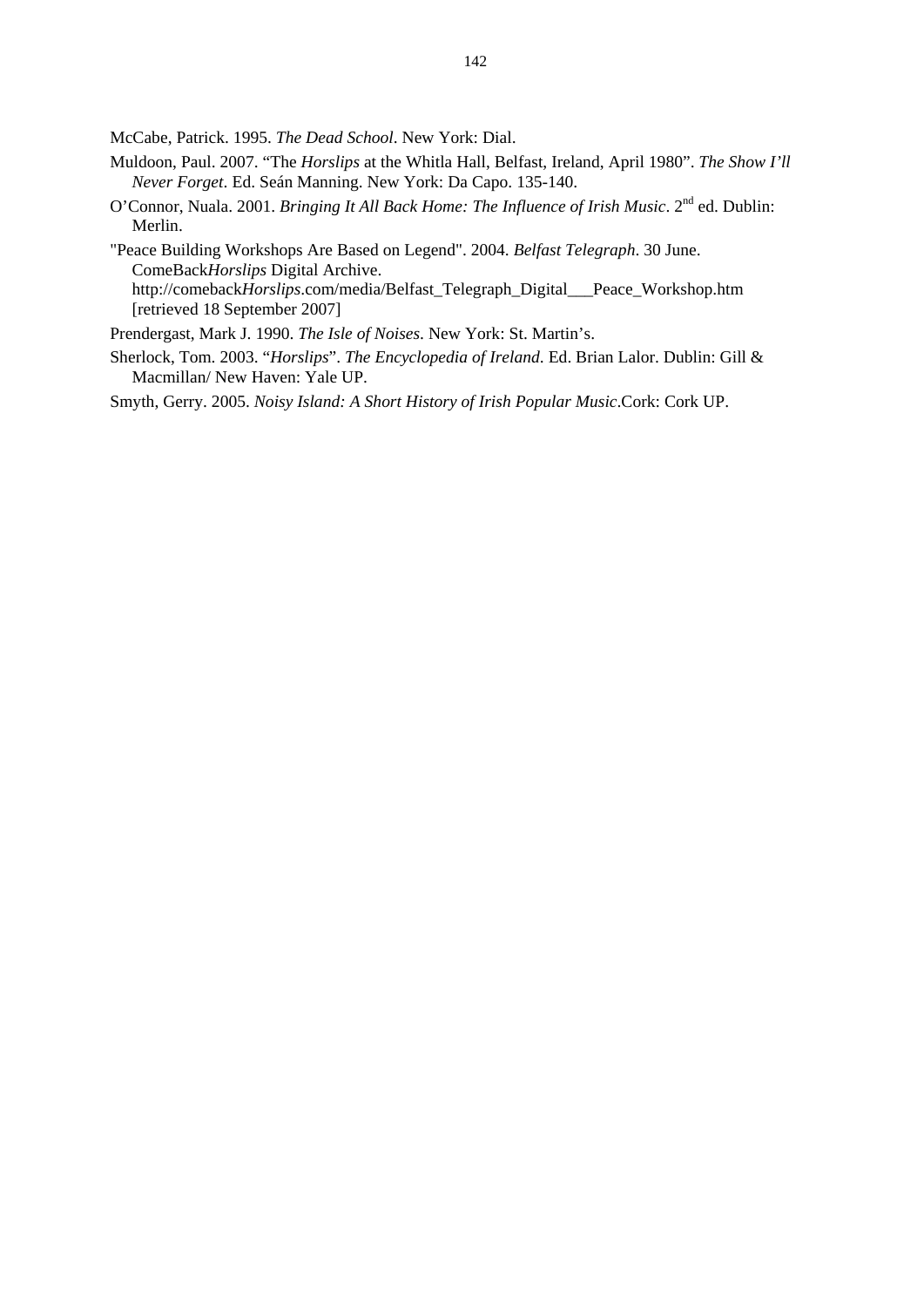McCabe, Patrick. 1995. *The Dead School*. New York: Dial.

Muldoon, Paul. 2007. "The *Horslips* at the Whitla Hall, Belfast, Ireland, April 1980". *The Show I'll Never Forget*. Ed. Seán Manning. New York: Da Capo. 135-140.

O'Connor, Nuala. 2001. *Bringing It All Back Home: The Influence of Irish Music*. 2nd ed. Dublin: Merlin.

"Peace Building Workshops Are Based on Legend". 2004. *Belfast Telegraph*. 30 June. ComeBack*Horslips* Digital Archive. http://comeback*Horslips*.com/media/Belfast_Telegraph_Digital___Peace_Workshop.htm [retrieved 18 September 2007]

Prendergast, Mark J. 1990. *The Isle of Noises*. New York: St. Martin's.

Sherlock, Tom. 2003. "*Horslips*". *The Encyclopedia of Ireland*. Ed. Brian Lalor. Dublin: Gill & Macmillan/ New Haven: Yale UP.

Smyth, Gerry. 2005. *Noisy Island: A Short History of Irish Popular Music*.Cork: Cork UP.